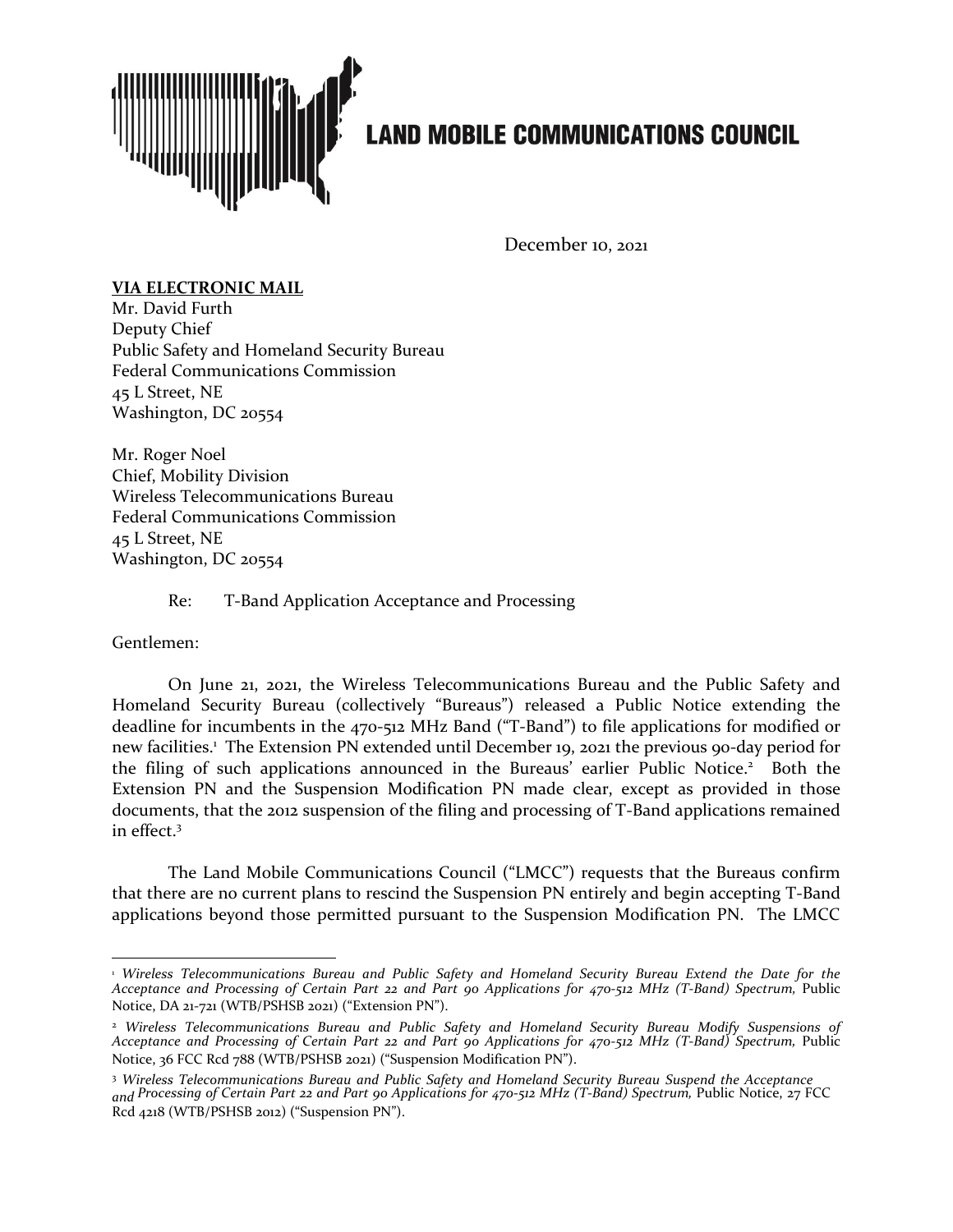# LAND MOBILE COMMUNICATIONS COUNCIL

December 10, 2021

**VIA ELECTRONIC MAIL**
Mr. David Furth
Deputy Chief
Public Safety and Homeland Security Bureau
Federal Communications Commission
45 L Street, NE
Washington, DC 20554

Mr. Roger Noel
Chief, Mobility Division
Wireless Telecommunications Bureau
Federal Communications Commission
45 L Street, NE
Washington, DC 20554

Re: T-Band Application Acceptance and Processing

Gentlemen:

On June 21, 2021, the Wireless Telecommunications Bureau and the Public Safety and Homeland Security Bureau (collectively "Bureaus") released a Public Notice extending the deadline for incumbents in the 470-512 MHz Band ("T-Band") to file applications for modified or new facilities.[1] The Extension PN extended until December 19, 2021 the previous 90-day period for the filing of such applications announced in the Bureaus' earlier Public Notice.[2] Both the Extension PN and the Suspension Modification PN made clear, except as provided in those documents, that the 2012 suspension of the filing and processing of T-Band applications remained in effect.[3]

The Land Mobile Communications Council ("LMCC") requests that the Bureaus confirm that there are no current plans to rescind the Suspension PN entirely and begin accepting T-Band applications beyond those permitted pursuant to the Suspension Modification PN. The LMCC

---

[1] *Wireless Telecommunications Bureau and Public Safety and Homeland Security Bureau Extend the Date for the Acceptance and Processing of Certain Part 22 and Part 90 Applications for 470-512 MHz (T-Band) Spectrum,* Public Notice, DA 21-721 (WTB/PSHSB 2021) ("Extension PN").

[2] *Wireless Telecommunications Bureau and Public Safety and Homeland Security Bureau Modify Suspensions of Acceptance and Processing of Certain Part 22 and Part 90 Applications for 470-512 MHz (T-Band) Spectrum,* Public Notice, 36 FCC Rcd 788 (WTB/PSHSB 2021) ("Suspension Modification PN").

[3] *Wireless Telecommunications Bureau and Public Safety and Homeland Security Bureau Suspend the Acceptance and Processing of Certain Part 22 and Part 90 Applications for 470-512 MHz (T-Band) Spectrum,* Public Notice, 27 FCC Rcd 4218 (WTB/PSHSB 2012) ("Suspension PN").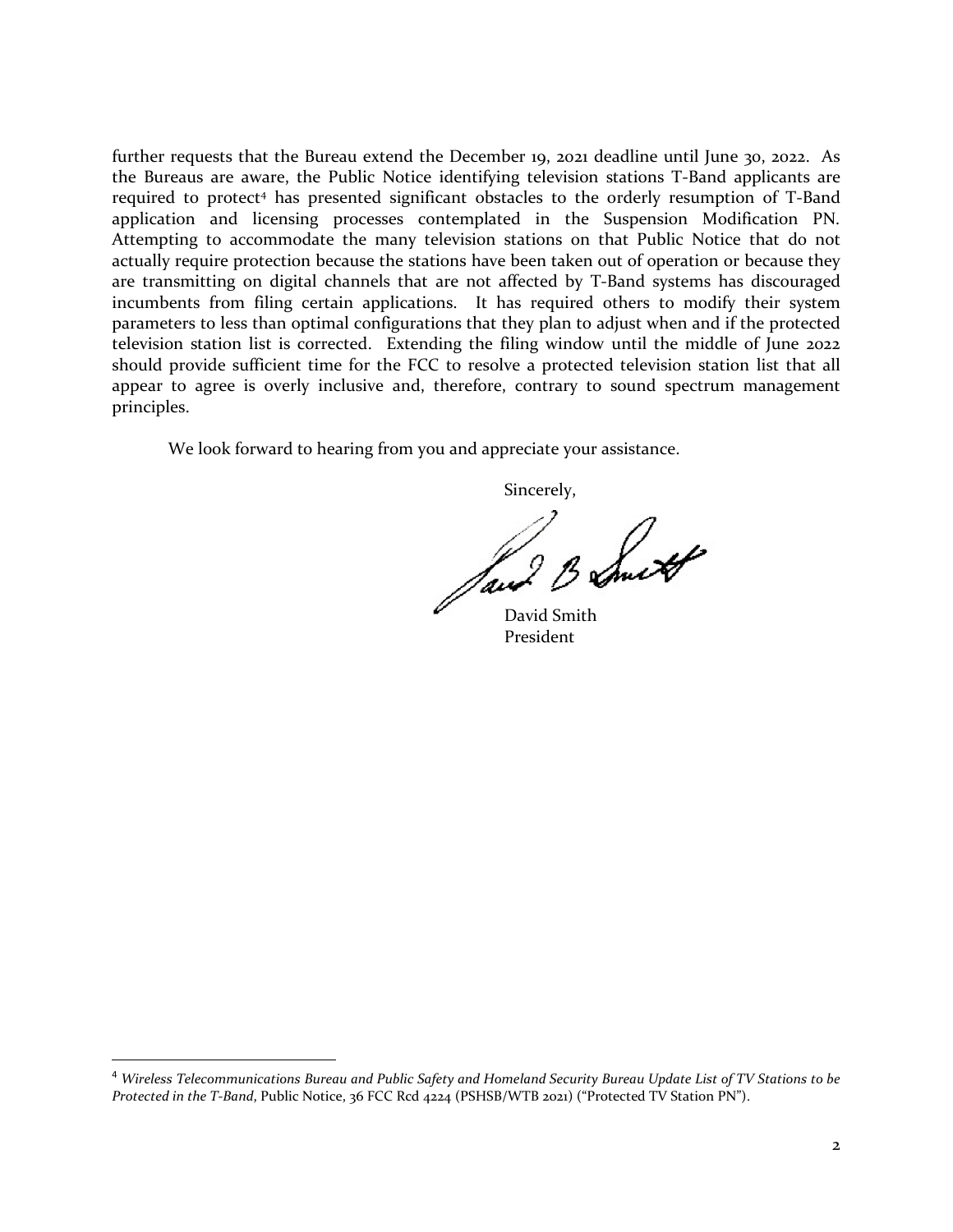further requests that the Bureau extend the December 19, 2021 deadline until June 30, 2022. As the Bureaus are aware, the Public Notice identifying television stations T-Band applicants are required to protect[4] has presented significant obstacles to the orderly resumption of T-Band application and licensing processes contemplated in the Suspension Modification PN. Attempting to accommodate the many television stations on that Public Notice that do not actually require protection because the stations have been taken out of operation or because they are transmitting on digital channels that are not affected by T-Band systems has discouraged incumbents from filing certain applications. It has required others to modify their system parameters to less than optimal configurations that they plan to adjust when and if the protected television station list is corrected. Extending the filing window until the middle of June 2022 should provide sufficient time for the FCC to resolve a protected television station list that all appear to agree is overly inclusive and, therefore, contrary to sound spectrum management principles.

We look forward to hearing from you and appreciate your assistance.

Sincerely,

David Smith
President

[4] *Wireless Telecommunications Bureau and Public Safety and Homeland Security Bureau Update List of TV Stations to be Protected in the T-Band,* Public Notice, 36 FCC Rcd 4224 (PSHSB/WTB 2021) ("Protected TV Station PN").